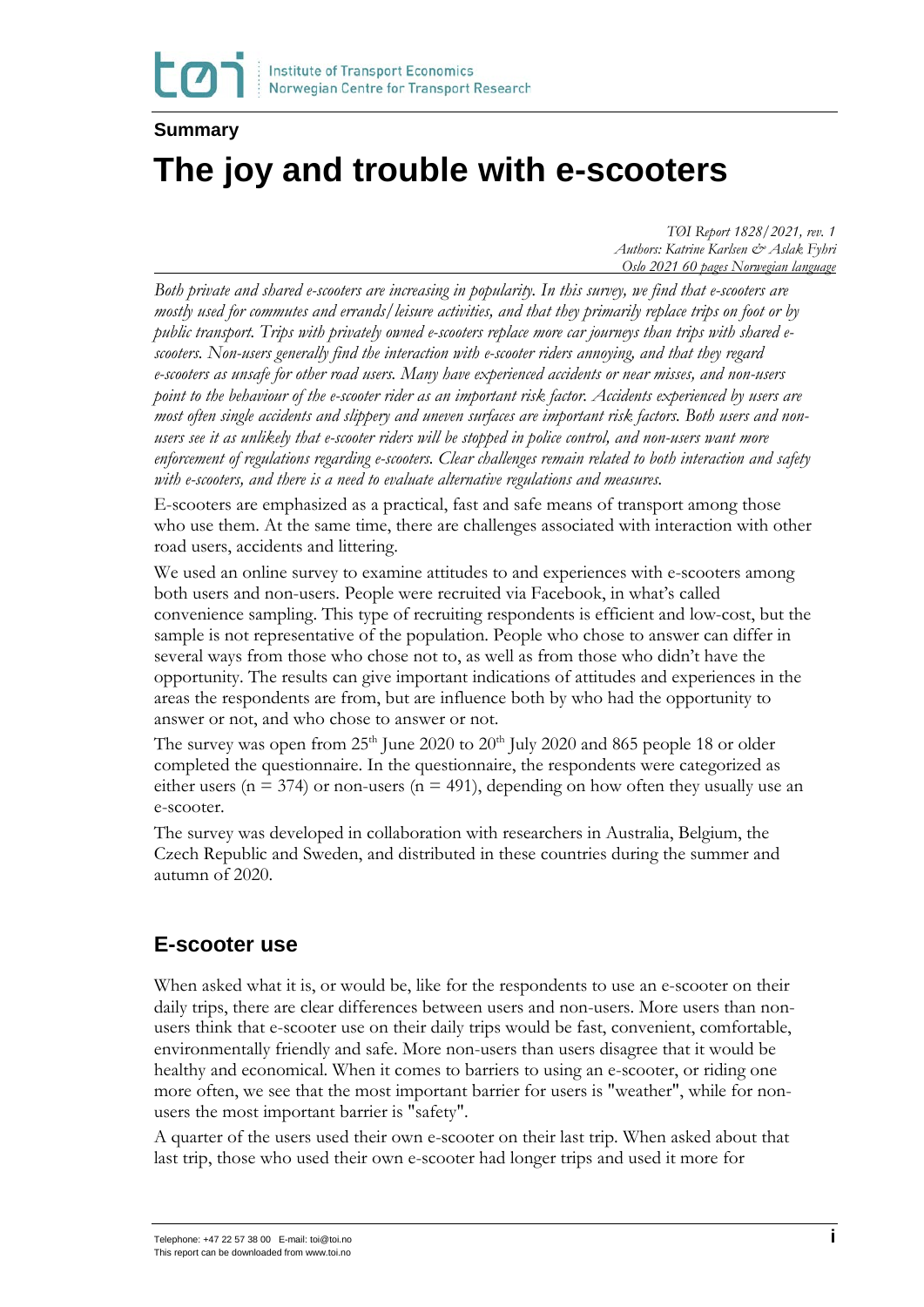**Summary**

# The joy and trouble with e-scooters

*TØI Report 1828/2021, rev. 1*
*Authors: Katrine Karlsen & Aslak Fyhri*
*Oslo 2021 60 pages Norwegian language*

*Both private and shared e-scooters are increasing in popularity. In this survey, we find that e-scooters are mostly used for commutes and errands/leisure activities, and that they primarily replace trips on foot or by public transport. Trips with privately owned e-scooters replace more car journeys than trips with shared e-scooters. Non-users generally find the interaction with e-scooter riders annoying, and that they regard e-scooters as unsafe for other road users. Many have experienced accidents or near misses, and non-users point to the behaviour of the e-scooter rider as an important risk factor. Accidents experienced by users are most often single accidents and slippery and uneven surfaces are important risk factors. Both users and non-users see it as unlikely that e-scooter riders will be stopped in police control, and non-users want more enforcement of regulations regarding e-scooters. Clear challenges remain related to both interaction and safety with e-scooters, and there is a need to evaluate alternative regulations and measures.*

E-scooters are emphasized as a practical, fast and safe means of transport among those who use them. At the same time, there are challenges associated with interaction with other road users, accidents and littering.

We used an online survey to examine attitudes to and experiences with e-scooters among both users and non-users. People were recruited via Facebook, in what's called convenience sampling. This type of recruiting respondents is efficient and low-cost, but the sample is not representative of the population. People who chose to answer can differ in several ways from those who chose not to, as well as from those who didn't have the opportunity. The results can give important indications of attitudes and experiences in the areas the respondents are from, but are influence both by who had the opportunity to answer or not, and who chose to answer or not.

The survey was open from 25th June 2020 to 20th July 2020 and 865 people 18 or older completed the questionnaire. In the questionnaire, the respondents were categorized as either users (n = 374) or non-users (n = 491), depending on how often they usually use an e-scooter.

The survey was developed in collaboration with researchers in Australia, Belgium, the Czech Republic and Sweden, and distributed in these countries during the summer and autumn of 2020.

## E-scooter use

When asked what it is, or would be, like for the respondents to use an e-scooter on their daily trips, there are clear differences between users and non-users. More users than non-users think that e-scooter use on their daily trips would be fast, convenient, comfortable, environmentally friendly and safe. More non-users than users disagree that it would be healthy and economical. When it comes to barriers to using an e-scooter, or riding one more often, we see that the most important barrier for users is "weather", while for non-users the most important barrier is "safety".

A quarter of the users used their own e-scooter on their last trip. When asked about that last trip, those who used their own e-scooter had longer trips and used it more for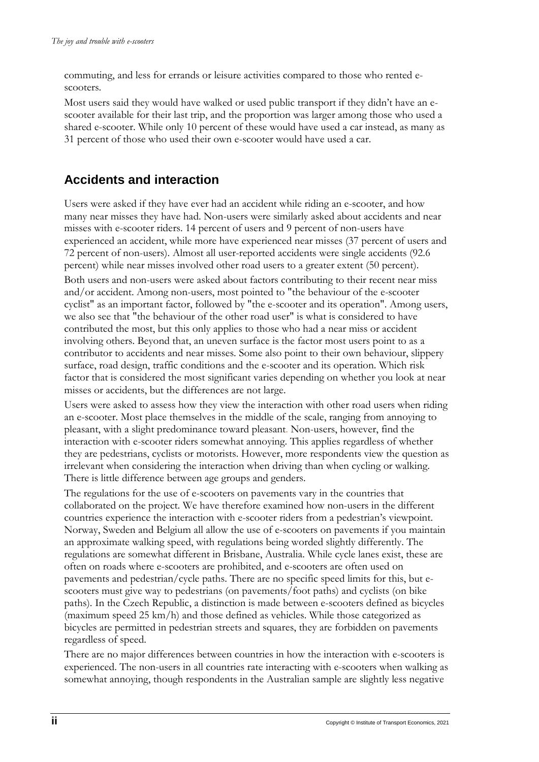commuting, and less for errands or leisure activities compared to those who rented e-scooters.

Most users said they would have walked or used public transport if they didn't have an e-scooter available for their last trip, and the proportion was larger among those who used a shared e-scooter. While only 10 percent of these would have used a car instead, as many as 31 percent of those who used their own e-scooter would have used a car.

## Accidents and interaction

Users were asked if they have ever had an accident while riding an e-scooter, and how many near misses they have had. Non-users were similarly asked about accidents and near misses with e-scooter riders. 14 percent of users and 9 percent of non-users have experienced an accident, while more have experienced near misses (37 percent of users and 72 percent of non-users). Almost all user-reported accidents were single accidents (92.6 percent) while near misses involved other road users to a greater extent (50 percent).

Both users and non-users were asked about factors contributing to their recent near miss and/or accident. Among non-users, most pointed to "the behaviour of the e-scooter cyclist" as an important factor, followed by "the e-scooter and its operation". Among users, we also see that "the behaviour of the other road user" is what is considered to have contributed the most, but this only applies to those who had a near miss or accident involving others. Beyond that, an uneven surface is the factor most users point to as a contributor to accidents and near misses. Some also point to their own behaviour, slippery surface, road design, traffic conditions and the e-scooter and its operation. Which risk factor that is considered the most significant varies depending on whether you look at near misses or accidents, but the differences are not large.

Users were asked to assess how they view the interaction with other road users when riding an e-scooter. Most place themselves in the middle of the scale, ranging from annoying to pleasant, with a slight predominance toward pleasant. Non-users, however, find the interaction with e-scooter riders somewhat annoying. This applies regardless of whether they are pedestrians, cyclists or motorists. However, more respondents view the question as irrelevant when considering the interaction when driving than when cycling or walking. There is little difference between age groups and genders.

The regulations for the use of e-scooters on pavements vary in the countries that collaborated on the project. We have therefore examined how non-users in the different countries experience the interaction with e-scooter riders from a pedestrian's viewpoint. Norway, Sweden and Belgium all allow the use of e-scooters on pavements if you maintain an approximate walking speed, with regulations being worded slightly differently. The regulations are somewhat different in Brisbane, Australia. While cycle lanes exist, these are often on roads where e-scooters are prohibited, and e-scooters are often used on pavements and pedestrian/cycle paths. There are no specific speed limits for this, but e-scooters must give way to pedestrians (on pavements/foot paths) and cyclists (on bike paths). In the Czech Republic, a distinction is made between e-scooters defined as bicycles (maximum speed 25 km/h) and those defined as vehicles. While those categorized as bicycles are permitted in pedestrian streets and squares, they are forbidden on pavements regardless of speed.

There are no major differences between countries in how the interaction with e-scooters is experienced. The non-users in all countries rate interacting with e-scooters when walking as somewhat annoying, though respondents in the Australian sample are slightly less negative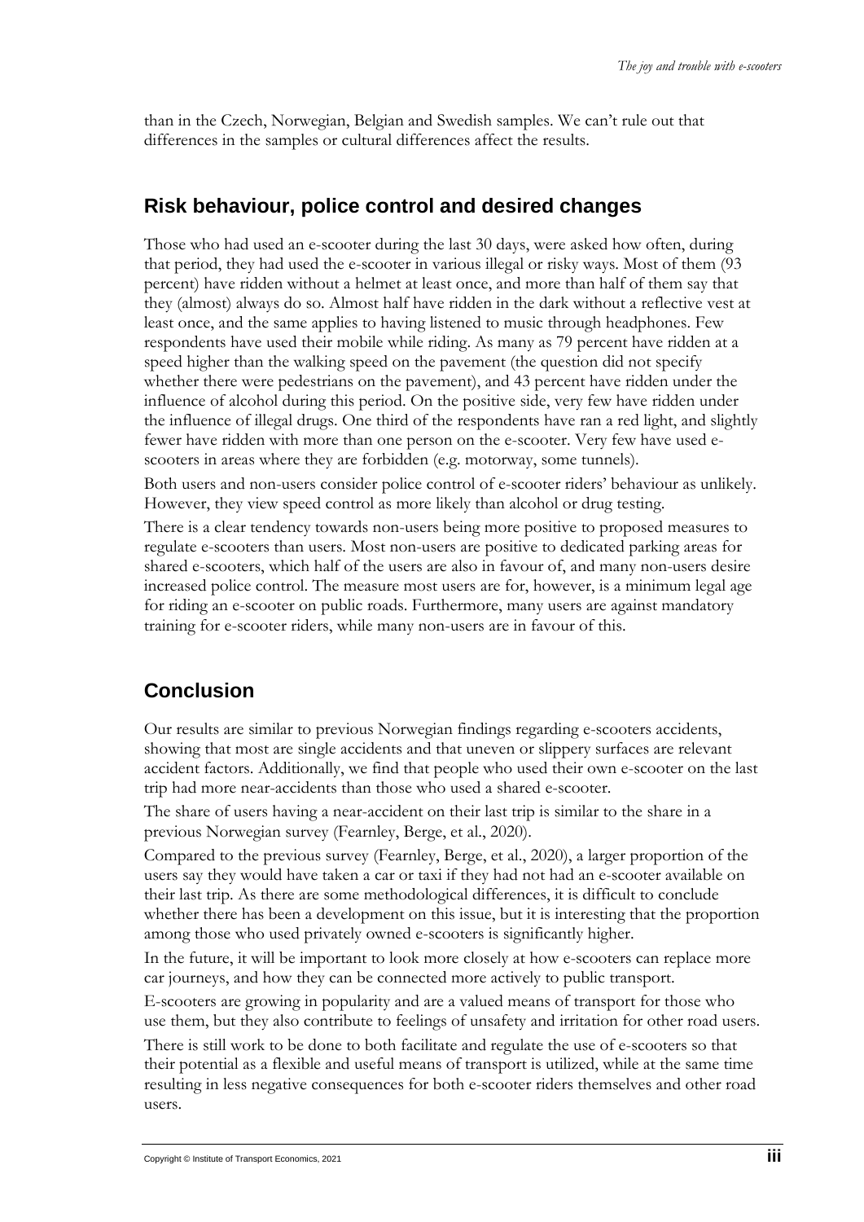than in the Czech, Norwegian, Belgian and Swedish samples. We can't rule out that differences in the samples or cultural differences affect the results.

## Risk behaviour, police control and desired changes

Those who had used an e-scooter during the last 30 days, were asked how often, during that period, they had used the e-scooter in various illegal or risky ways. Most of them (93 percent) have ridden without a helmet at least once, and more than half of them say that they (almost) always do so. Almost half have ridden in the dark without a reflective vest at least once, and the same applies to having listened to music through headphones. Few respondents have used their mobile while riding. As many as 79 percent have ridden at a speed higher than the walking speed on the pavement (the question did not specify whether there were pedestrians on the pavement), and 43 percent have ridden under the influence of alcohol during this period. On the positive side, very few have ridden under the influence of illegal drugs. One third of the respondents have ran a red light, and slightly fewer have ridden with more than one person on the e-scooter. Very few have used e-scooters in areas where they are forbidden (e.g. motorway, some tunnels).

Both users and non-users consider police control of e-scooter riders' behaviour as unlikely. However, they view speed control as more likely than alcohol or drug testing.

There is a clear tendency towards non-users being more positive to proposed measures to regulate e-scooters than users. Most non-users are positive to dedicated parking areas for shared e-scooters, which half of the users are also in favour of, and many non-users desire increased police control. The measure most users are for, however, is a minimum legal age for riding an e-scooter on public roads. Furthermore, many users are against mandatory training for e-scooter riders, while many non-users are in favour of this.

## Conclusion

Our results are similar to previous Norwegian findings regarding e-scooters accidents, showing that most are single accidents and that uneven or slippery surfaces are relevant accident factors. Additionally, we find that people who used their own e-scooter on the last trip had more near-accidents than those who used a shared e-scooter.

The share of users having a near-accident on their last trip is similar to the share in a previous Norwegian survey (Fearnley, Berge, et al., 2020).

Compared to the previous survey (Fearnley, Berge, et al., 2020), a larger proportion of the users say they would have taken a car or taxi if they had not had an e-scooter available on their last trip. As there are some methodological differences, it is difficult to conclude whether there has been a development on this issue, but it is interesting that the proportion among those who used privately owned e-scooters is significantly higher.

In the future, it will be important to look more closely at how e-scooters can replace more car journeys, and how they can be connected more actively to public transport.

E-scooters are growing in popularity and are a valued means of transport for those who use them, but they also contribute to feelings of unsafety and irritation for other road users.

There is still work to be done to both facilitate and regulate the use of e-scooters so that their potential as a flexible and useful means of transport is utilized, while at the same time resulting in less negative consequences for both e-scooter riders themselves and other road users.